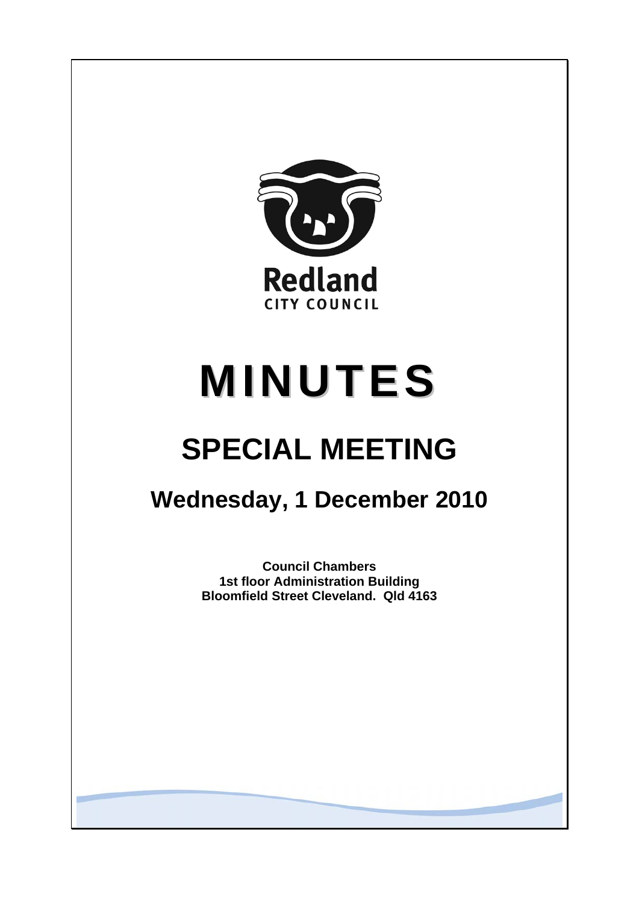Redland
CITY COUNCIL

# MINUTES

# SPECIAL MEETING

## Wednesday, 1 December 2010

**Council Chambers**
**1st floor Administration Building**
**Bloomfield Street Cleveland. Qld 4163**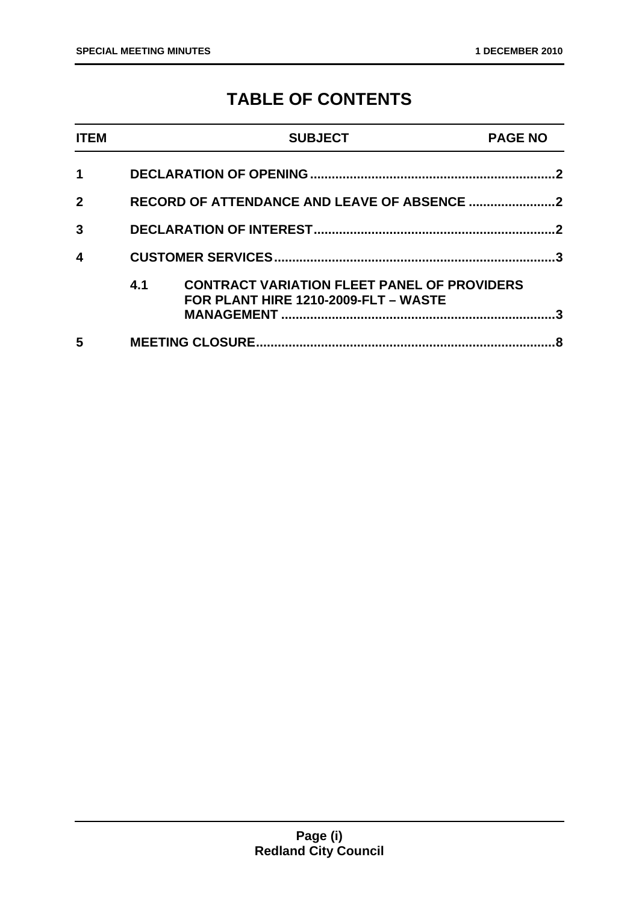# TABLE OF CONTENTS

| ITEM | SUBJECT | PAGE NO |
|---|---|---|
| 1 | DECLARATION OF OPENING | 2 |
| 2 | RECORD OF ATTENDANCE AND LEAVE OF ABSENCE | 2 |
| 3 | DECLARATION OF INTEREST | 2 |
| 4 | CUSTOMER SERVICES | 3 |
| 4.1 | CONTRACT VARIATION FLEET PANEL OF PROVIDERS FOR PLANT HIRE 1210-2009-FLT – WASTE MANAGEMENT | 3 |
| 5 | MEETING CLOSURE | 8 |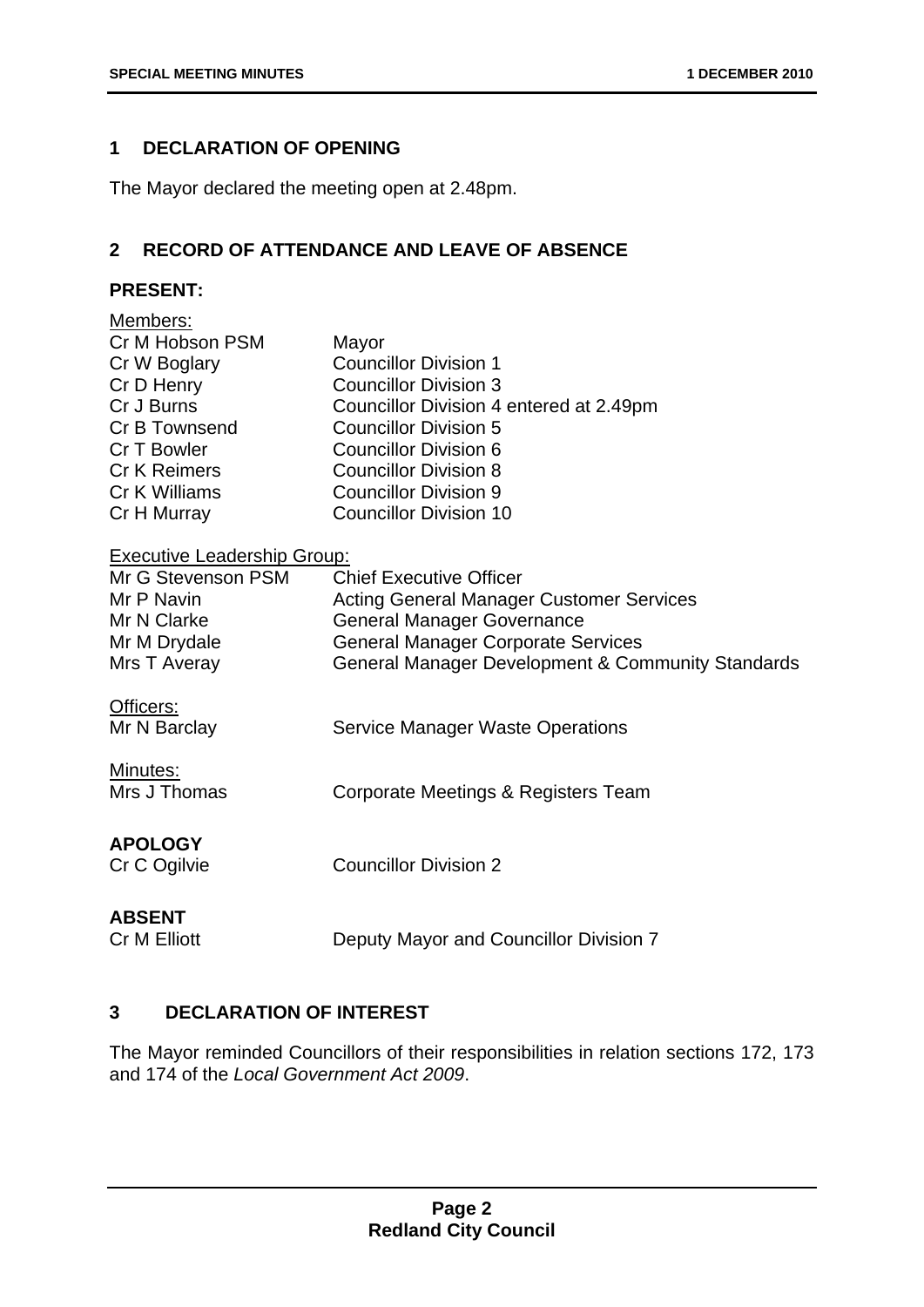## 1 DECLARATION OF OPENING

The Mayor declared the meeting open at 2.48pm.

## 2 RECORD OF ATTENDANCE AND LEAVE OF ABSENCE

### PRESENT:

Members:

| | |
|---|---|
| Cr M Hobson PSM | Mayor |
| Cr W Boglary | Councillor Division 1 |
| Cr D Henry | Councillor Division 3 |
| Cr J Burns | Councillor Division 4 entered at 2.49pm |
| Cr B Townsend | Councillor Division 5 |
| Cr T Bowler | Councillor Division 6 |
| Cr K Reimers | Councillor Division 8 |
| Cr K Williams | Councillor Division 9 |
| Cr H Murray | Councillor Division 10 |

Executive Leadership Group:

| | |
|---|---|
| Mr G Stevenson PSM | Chief Executive Officer |
| Mr P Navin | Acting General Manager Customer Services |
| Mr N Clarke | General Manager Governance |
| Mr M Drydale | General Manager Corporate Services |
| Mrs T Averay | General Manager Development & Community Standards |

Officers:

| | |
|---|---|
| Mr N Barclay | Service Manager Waste Operations |

Minutes:

| | |
|---|---|
| Mrs J Thomas | Corporate Meetings & Registers Team |

### APOLOGY

| | |
|---|---|
| Cr C Ogilvie | Councillor Division 2 |

### ABSENT

| | |
|---|---|
| Cr M Elliott | Deputy Mayor and Councillor Division 7 |

## 3 DECLARATION OF INTEREST

The Mayor reminded Councillors of their responsibilities in relation sections 172, 173 and 174 of the *Local Government Act 2009*.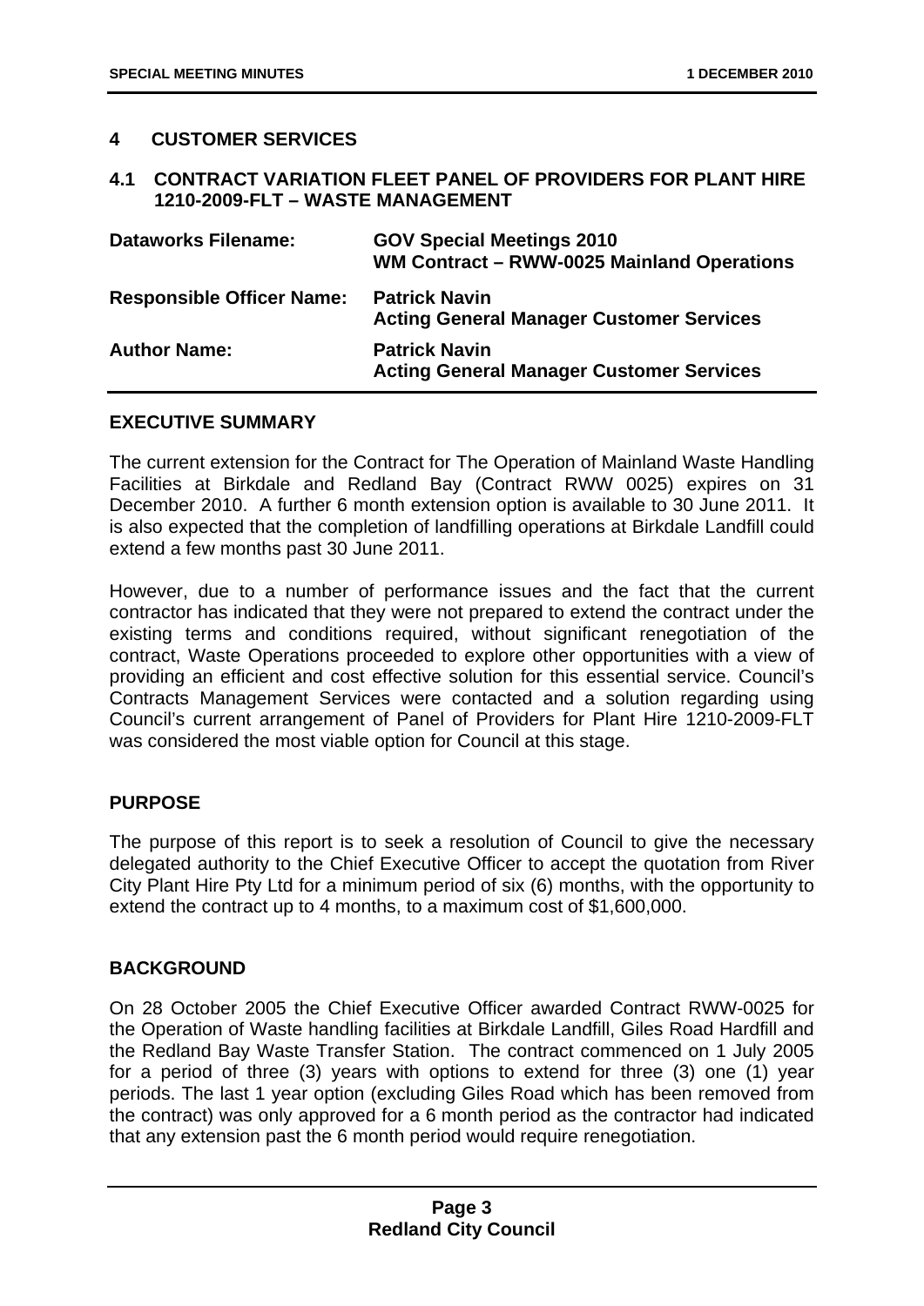## 4 CUSTOMER SERVICES

### 4.1 CONTRACT VARIATION FLEET PANEL OF PROVIDERS FOR PLANT HIRE 1210-2009-FLT – WASTE MANAGEMENT

| | |
|---|---|
| **Dataworks Filename:** | **GOV Special Meetings 2010**<br>**WM Contract – RWW-0025 Mainland Operations** |
| **Responsible Officer Name:** | **Patrick Navin**<br>**Acting General Manager Customer Services** |
| **Author Name:** | **Patrick Navin**<br>**Acting General Manager Customer Services** |

#### EXECUTIVE SUMMARY

The current extension for the Contract for The Operation of Mainland Waste Handling Facilities at Birkdale and Redland Bay (Contract RWW 0025) expires on 31 December 2010. A further 6 month extension option is available to 30 June 2011. It is also expected that the completion of landfilling operations at Birkdale Landfill could extend a few months past 30 June 2011.

However, due to a number of performance issues and the fact that the current contractor has indicated that they were not prepared to extend the contract under the existing terms and conditions required, without significant renegotiation of the contract, Waste Operations proceeded to explore other opportunities with a view of providing an efficient and cost effective solution for this essential service. Council's Contracts Management Services were contacted and a solution regarding using Council's current arrangement of Panel of Providers for Plant Hire 1210-2009-FLT was considered the most viable option for Council at this stage.

#### PURPOSE

The purpose of this report is to seek a resolution of Council to give the necessary delegated authority to the Chief Executive Officer to accept the quotation from River City Plant Hire Pty Ltd for a minimum period of six (6) months, with the opportunity to extend the contract up to 4 months, to a maximum cost of $1,600,000.

#### BACKGROUND

On 28 October 2005 the Chief Executive Officer awarded Contract RWW-0025 for the Operation of Waste handling facilities at Birkdale Landfill, Giles Road Hardfill and the Redland Bay Waste Transfer Station. The contract commenced on 1 July 2005 for a period of three (3) years with options to extend for three (3) one (1) year periods. The last 1 year option (excluding Giles Road which has been removed from the contract) was only approved for a 6 month period as the contractor had indicated that any extension past the 6 month period would require renegotiation.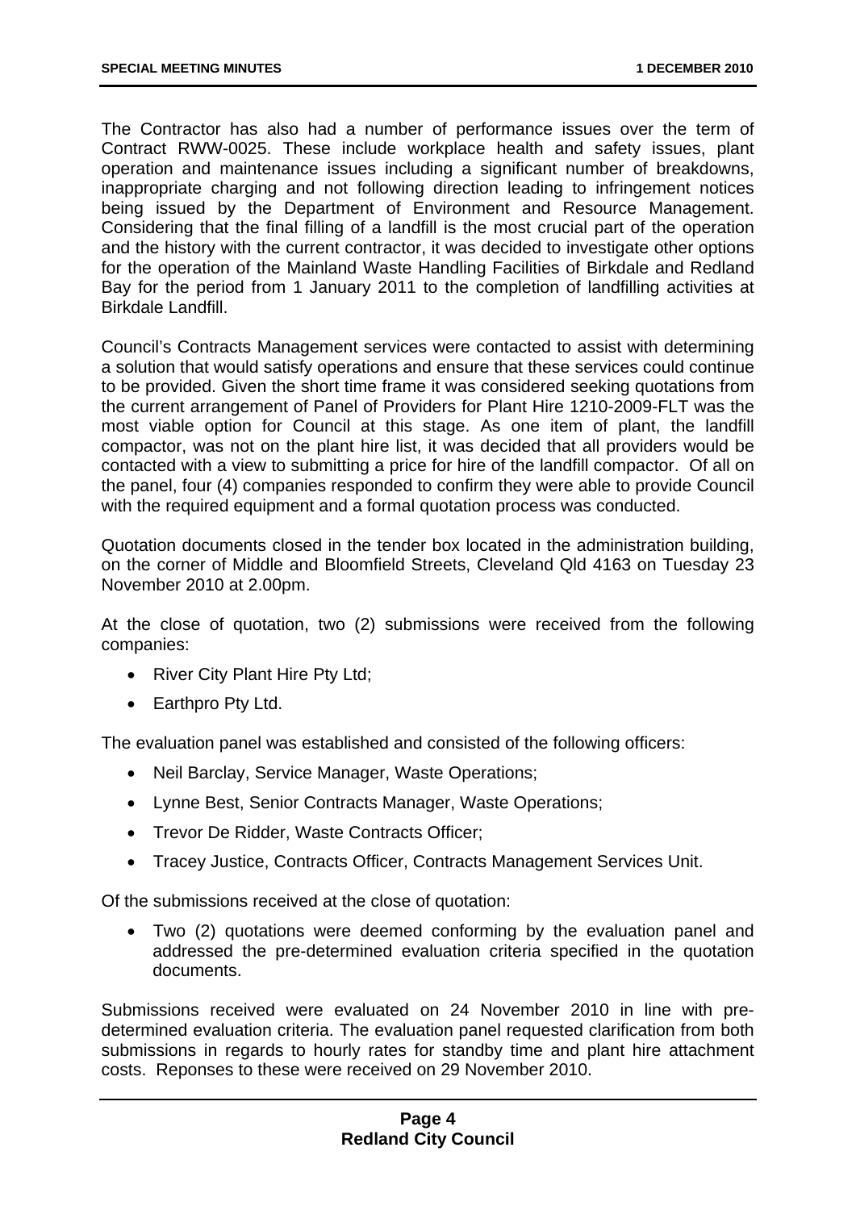The Contractor has also had a number of performance issues over the term of Contract RWW-0025. These include workplace health and safety issues, plant operation and maintenance issues including a significant number of breakdowns, inappropriate charging and not following direction leading to infringement notices being issued by the Department of Environment and Resource Management. Considering that the final filling of a landfill is the most crucial part of the operation and the history with the current contractor, it was decided to investigate other options for the operation of the Mainland Waste Handling Facilities of Birkdale and Redland Bay for the period from 1 January 2011 to the completion of landfilling activities at Birkdale Landfill.

Council's Contracts Management services were contacted to assist with determining a solution that would satisfy operations and ensure that these services could continue to be provided. Given the short time frame it was considered seeking quotations from the current arrangement of Panel of Providers for Plant Hire 1210-2009-FLT was the most viable option for Council at this stage. As one item of plant, the landfill compactor, was not on the plant hire list, it was decided that all providers would be contacted with a view to submitting a price for hire of the landfill compactor. Of all on the panel, four (4) companies responded to confirm they were able to provide Council with the required equipment and a formal quotation process was conducted.

Quotation documents closed in the tender box located in the administration building, on the corner of Middle and Bloomfield Streets, Cleveland Qld 4163 on Tuesday 23 November 2010 at 2.00pm.

At the close of quotation, two (2) submissions were received from the following companies:

- River City Plant Hire Pty Ltd;
- Earthpro Pty Ltd.

The evaluation panel was established and consisted of the following officers:

- Neil Barclay, Service Manager, Waste Operations;
- Lynne Best, Senior Contracts Manager, Waste Operations;
- Trevor De Ridder, Waste Contracts Officer;
- Tracey Justice, Contracts Officer, Contracts Management Services Unit.

Of the submissions received at the close of quotation:

- Two (2) quotations were deemed conforming by the evaluation panel and addressed the pre-determined evaluation criteria specified in the quotation documents.

Submissions received were evaluated on 24 November 2010 in line with pre-determined evaluation criteria. The evaluation panel requested clarification from both submissions in regards to hourly rates for standby time and plant hire attachment costs. Reponses to these were received on 29 November 2010.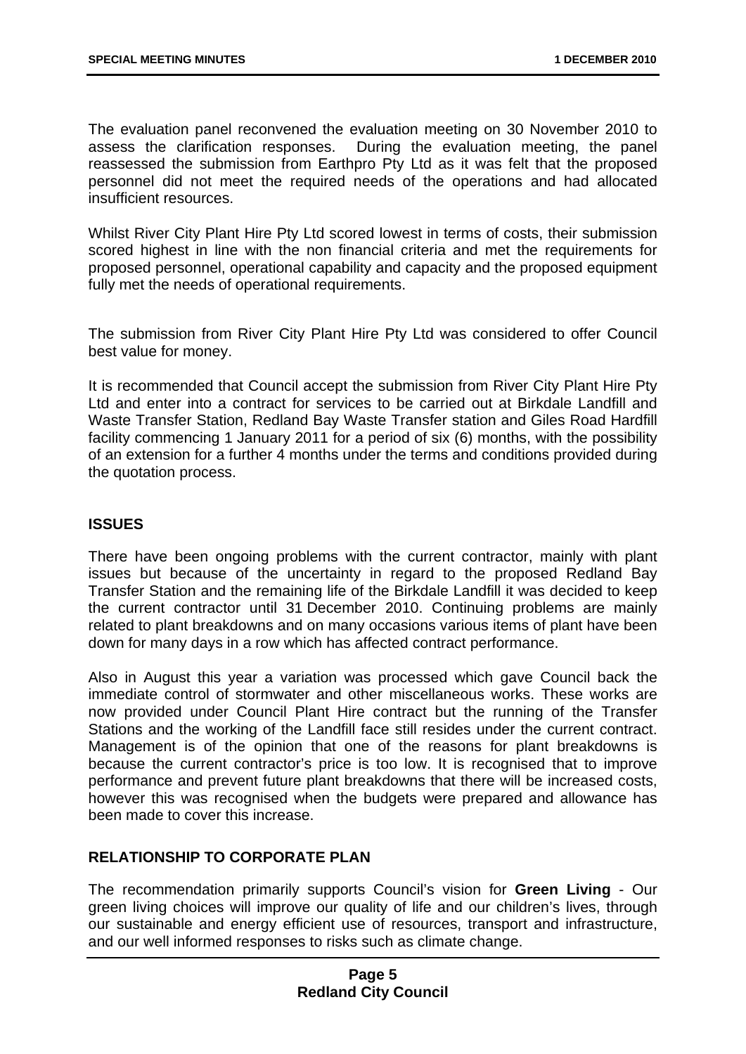The evaluation panel reconvened the evaluation meeting on 30 November 2010 to assess the clarification responses. During the evaluation meeting, the panel reassessed the submission from Earthpro Pty Ltd as it was felt that the proposed personnel did not meet the required needs of the operations and had allocated insufficient resources.

Whilst River City Plant Hire Pty Ltd scored lowest in terms of costs, their submission scored highest in line with the non financial criteria and met the requirements for proposed personnel, operational capability and capacity and the proposed equipment fully met the needs of operational requirements.

The submission from River City Plant Hire Pty Ltd was considered to offer Council best value for money.

It is recommended that Council accept the submission from River City Plant Hire Pty Ltd and enter into a contract for services to be carried out at Birkdale Landfill and Waste Transfer Station, Redland Bay Waste Transfer station and Giles Road Hardfill facility commencing 1 January 2011 for a period of six (6) months, with the possibility of an extension for a further 4 months under the terms and conditions provided during the quotation process.

## ISSUES

There have been ongoing problems with the current contractor, mainly with plant issues but because of the uncertainty in regard to the proposed Redland Bay Transfer Station and the remaining life of the Birkdale Landfill it was decided to keep the current contractor until 31 December 2010. Continuing problems are mainly related to plant breakdowns and on many occasions various items of plant have been down for many days in a row which has affected contract performance.

Also in August this year a variation was processed which gave Council back the immediate control of stormwater and other miscellaneous works. These works are now provided under Council Plant Hire contract but the running of the Transfer Stations and the working of the Landfill face still resides under the current contract. Management is of the opinion that one of the reasons for plant breakdowns is because the current contractor's price is too low. It is recognised that to improve performance and prevent future plant breakdowns that there will be increased costs, however this was recognised when the budgets were prepared and allowance has been made to cover this increase.

## RELATIONSHIP TO CORPORATE PLAN

The recommendation primarily supports Council's vision for **Green Living** - Our green living choices will improve our quality of life and our children's lives, through our sustainable and energy efficient use of resources, transport and infrastructure, and our well informed responses to risks such as climate change.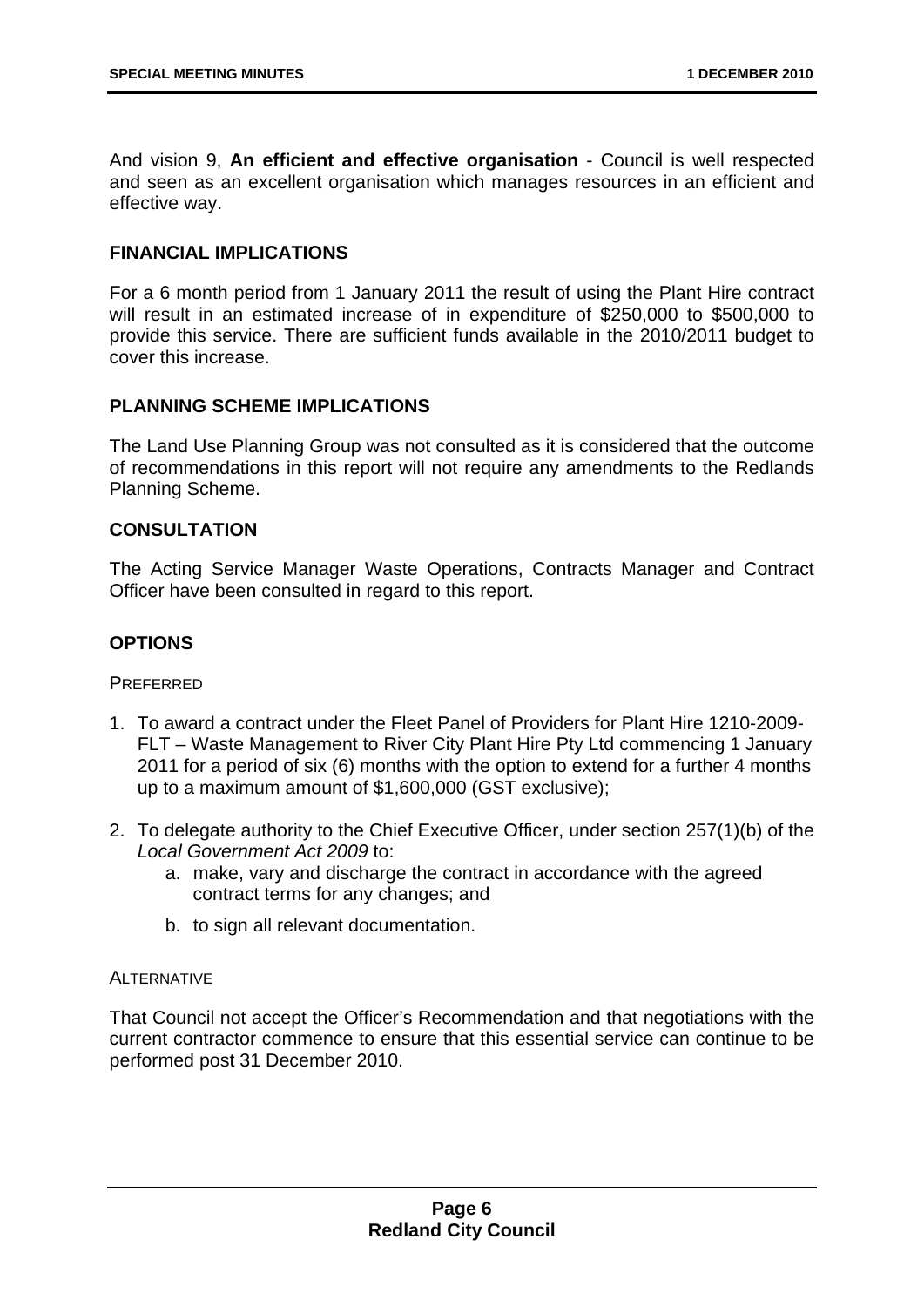And vision 9, **An efficient and effective organisation** - Council is well respected and seen as an excellent organisation which manages resources in an efficient and effective way.

## FINANCIAL IMPLICATIONS

For a 6 month period from 1 January 2011 the result of using the Plant Hire contract will result in an estimated increase of in expenditure of $250,000 to $500,000 to provide this service. There are sufficient funds available in the 2010/2011 budget to cover this increase.

## PLANNING SCHEME IMPLICATIONS

The Land Use Planning Group was not consulted as it is considered that the outcome of recommendations in this report will not require any amendments to the Redlands Planning Scheme.

## CONSULTATION

The Acting Service Manager Waste Operations, Contracts Manager and Contract Officer have been consulted in regard to this report.

## OPTIONS

PREFERRED

1. To award a contract under the Fleet Panel of Providers for Plant Hire 1210-2009-FLT – Waste Management to River City Plant Hire Pty Ltd commencing 1 January 2011 for a period of six (6) months with the option to extend for a further 4 months up to a maximum amount of $1,600,000 (GST exclusive);

2. To delegate authority to the Chief Executive Officer, under section 257(1)(b) of the *Local Government Act 2009* to:
   a. make, vary and discharge the contract in accordance with the agreed contract terms for any changes; and
   b. to sign all relevant documentation.

ALTERNATIVE

That Council not accept the Officer's Recommendation and that negotiations with the current contractor commence to ensure that this essential service can continue to be performed post 31 December 2010.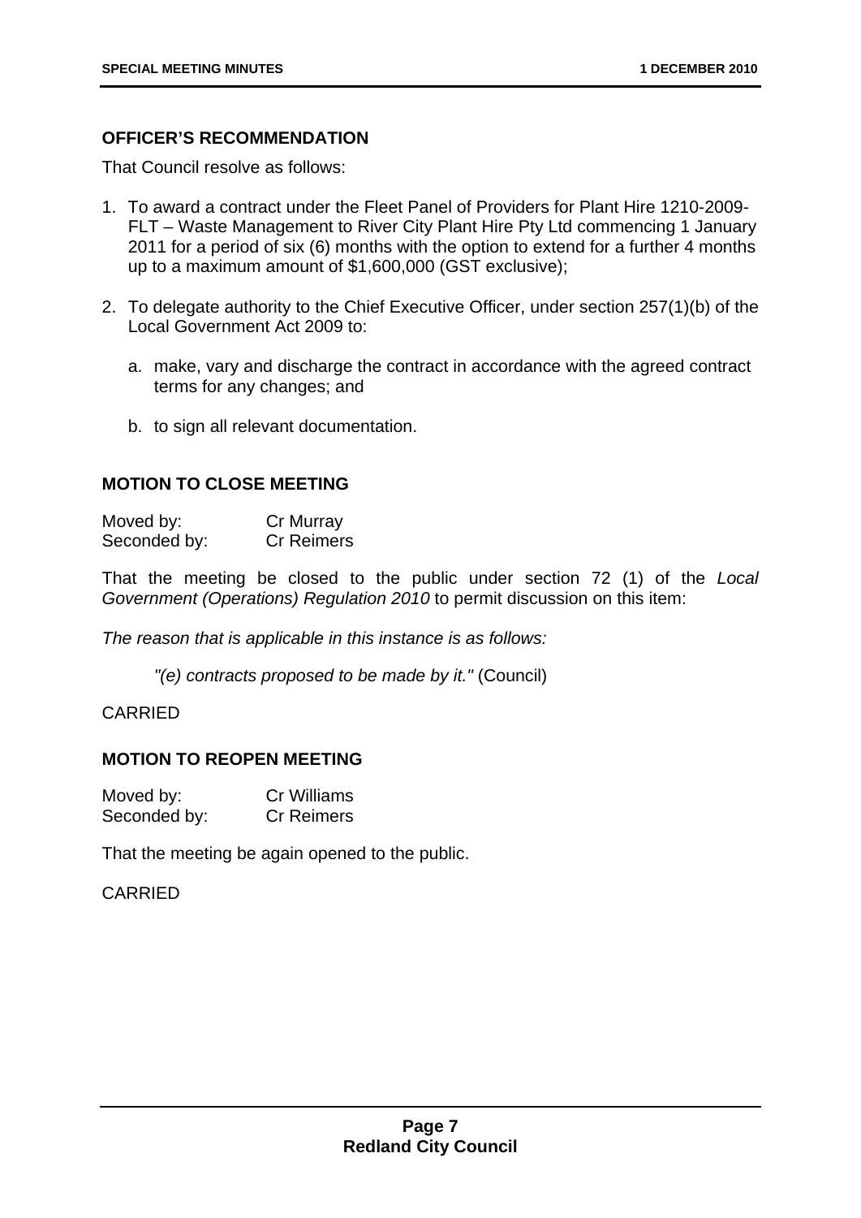## OFFICER'S RECOMMENDATION

That Council resolve as follows:

1. To award a contract under the Fleet Panel of Providers for Plant Hire 1210-2009-FLT – Waste Management to River City Plant Hire Pty Ltd commencing 1 January 2011 for a period of six (6) months with the option to extend for a further 4 months up to a maximum amount of $1,600,000 (GST exclusive);

2. To delegate authority to the Chief Executive Officer, under section 257(1)(b) of the Local Government Act 2009 to:

   a. make, vary and discharge the contract in accordance with the agreed contract terms for any changes; and

   b. to sign all relevant documentation.

## MOTION TO CLOSE MEETING

Moved by: Cr Murray
Seconded by: Cr Reimers

That the meeting be closed to the public under section 72 (1) of the *Local Government (Operations) Regulation 2010* to permit discussion on this item:

*The reason that is applicable in this instance is as follows:*

> *"(e) contracts proposed to be made by it."* (Council)

CARRIED

## MOTION TO REOPEN MEETING

Moved by: Cr Williams
Seconded by: Cr Reimers

That the meeting be again opened to the public.

CARRIED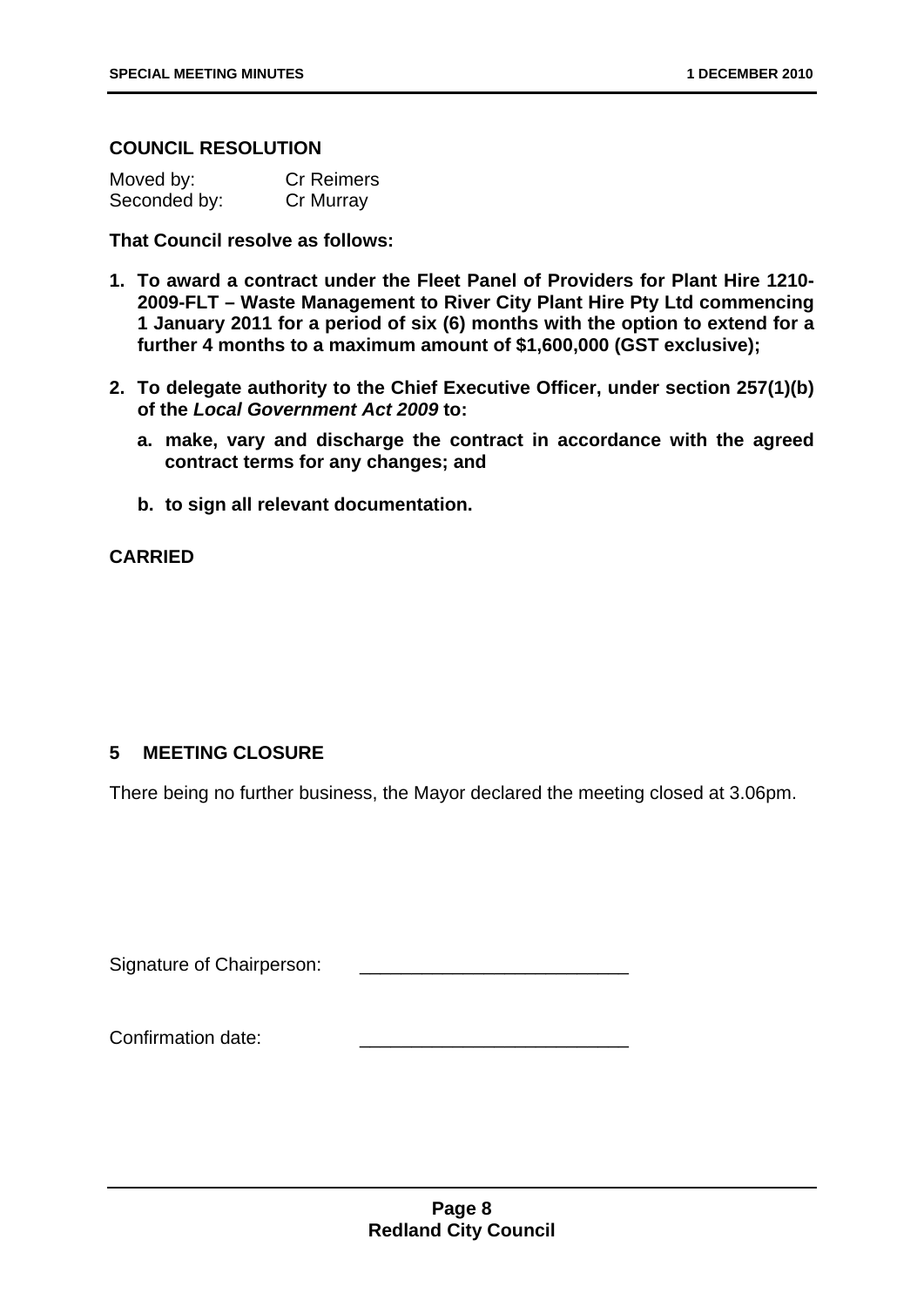**COUNCIL RESOLUTION**

| | |
|---|---|
| Moved by: | Cr Reimers |
| Seconded by: | Cr Murray |

**That Council resolve as follows:**

1. **To award a contract under the Fleet Panel of Providers for Plant Hire 1210-2009-FLT – Waste Management to River City Plant Hire Pty Ltd commencing 1 January 2011 for a period of six (6) months with the option to extend for a further 4 months to a maximum amount of $1,600,000 (GST exclusive);**

2. **To delegate authority to the Chief Executive Officer, under section 257(1)(b) of the *Local Government Act 2009* to:**

   a. **make, vary and discharge the contract in accordance with the agreed contract terms for any changes; and**

   b. **to sign all relevant documentation.**

**CARRIED**

## 5 MEETING CLOSURE

There being no further business, the Mayor declared the meeting closed at 3.06pm.

Signature of Chairperson: ___________________________

Confirmation date: ___________________________